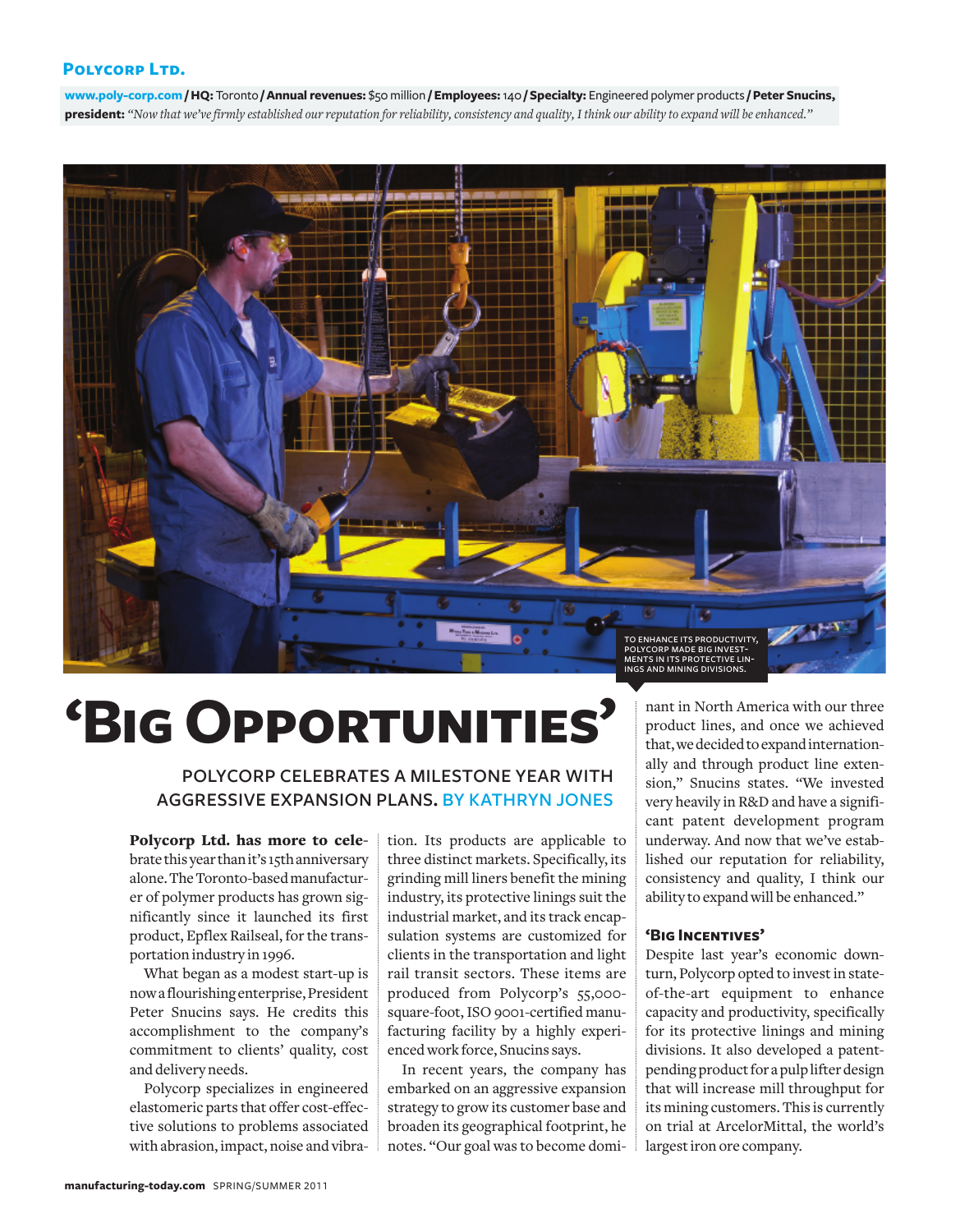**Polycorp Ltd.**

**www.poly-corp.com / HQ:** Toronto **/ Annual revenues:** $50 million **/ Employees:** 140 **/ Specialty:** Engineered polymer products **/ Peter Snucins, president:** *"Now that we've firmly established our reputation for reliability, consistency and quality, I think our ability to expand will be enhanced."*

TO ENHANCE ITS PRODUCTIVITY, POLYCORP MADE BIG INVESTMENTS IN ITS PROTECTIVE LININGS AND MINING DIVISIONS.

# 'Big Opportunities'

## POLYCORP CELEBRATES A MILESTONE YEAR WITH AGGRESSIVE EXPANSION PLANS. BY KATHRYN JONES

**Polycorp Ltd. has more to celebrate** this year than it's 15th anniversary alone. The Toronto-based manufacturer of polymer products has grown significantly since it launched its first product, Epflex Railseal, for the transportation industry in 1996.

What began as a modest start-up is now a flourishing enterprise, President Peter Snucins says. He credits this accomplishment to the company's commitment to clients' quality, cost and delivery needs.

Polycorp specializes in engineered elastomeric parts that offer cost-effective solutions to problems associated with abrasion, impact, noise and vibration. Its products are applicable to three distinct markets. Specifically, its grinding mill liners benefit the mining industry, its protective linings suit the industrial market, and its track encapsulation systems are customized for clients in the transportation and light rail transit sectors. These items are produced from Polycorp's 55,000-square-foot, ISO 9001-certified manufacturing facility by a highly experienced work force, Snucins says.

In recent years, the company has embarked on an aggressive expansion strategy to grow its customer base and broaden its geographical footprint, he notes. "Our goal was to become dominant in North America with our three product lines, and once we achieved that, we decided to expand internationally and through product line extension," Snucins states. "We invested very heavily in R&D and have a significant patent development program underway. And now that we've established our reputation for reliability, consistency and quality, I think our ability to expand will be enhanced."

### 'Big Incentives'

Despite last year's economic downturn, Polycorp opted to invest in state-of-the-art equipment to enhance capacity and productivity, specifically for its protective linings and mining divisions. It also developed a patent-pending product for a pulp lifter design that will increase mill throughput for its mining customers. This is currently on trial at ArcelorMittal, the world's largest iron ore company.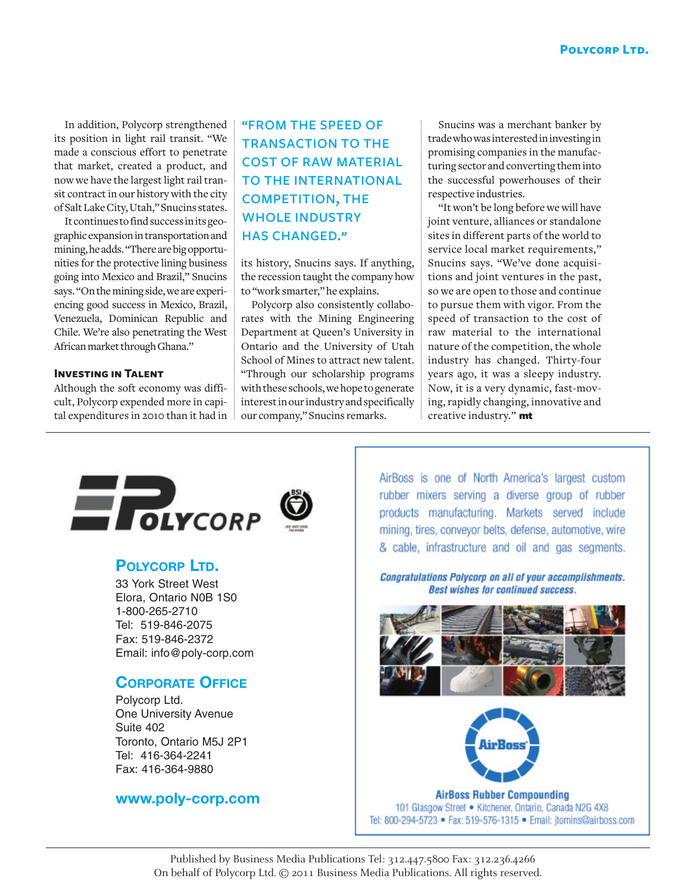In addition, Polycorp strengthened its position in light rail transit. "We made a conscious effort to penetrate that market, created a product, and now we have the largest light rail transit contract in our history with the city of Salt Lake City, Utah," Snucins states.

It continues to find success in its geographic expansion in transportation and mining, he adds. "There are big opportunities for the protective lining business going into Mexico and Brazil," Snucins says. "On the mining side, we are experiencing good success in Mexico, Brazil, Venezuela, Dominican Republic and Chile. We're also penetrating the West African market through Ghana."

### Investing in Talent

Although the soft economy was difficult, Polycorp expended more in capital expenditures in 2010 than it had in its history, Snucins says. If anything, the recession taught the company how to "work smarter," he explains.

> "FROM THE SPEED OF TRANSACTION TO THE COST OF RAW MATERIAL TO THE INTERNATIONAL COMPETITION, THE WHOLE INDUSTRY HAS CHANGED."

Polycorp also consistently collaborates with the Mining Engineering Department at Queen's University in Ontario and the University of Utah School of Mines to attract new talent. "Through our scholarship programs with these schools, we hope to generate interest in our industry and specifically our company," Snucins remarks.

Snucins was a merchant banker by trade who was interested in investing in promising companies in the manufacturing sector and converting them into the successful powerhouses of their respective industries.

"It won't be long before we will have joint venture, alliances or standalone sites in different parts of the world to service local market requirements," Snucins says. "We've done acquisitions and joint ventures in the past, so we are open to those and continue to pursue them with vigor. From the speed of transaction to the cost of raw material to the international nature of the competition, the whole industry has changed. Thirty-four years ago, it was a sleepy industry. Now, it is a very dynamic, fast-moving, rapidly changing, innovative and creative industry." **mt**

---

POLYCORP

## Polycorp Ltd.

33 York Street West
Elora, Ontario N0B 1S0
1-800-265-2710
Tel: 519-846-2075
Fax: 519-846-2372
Email: info@poly-corp.com

## Corporate Office

Polycorp Ltd.
One University Avenue
Suite 402
Toronto, Ontario M5J 2P1
Tel: 416-364-2241
Fax: 416-364-9880

**www.poly-corp.com**

---

AirBoss is one of North America's largest custom rubber mixers serving a diverse group of rubber products manufacturing. Markets served include mining, tires, conveyor belts, defense, automotive, wire & cable, infrastructure and oil and gas segments.

***Congratulations Polycorp on all of your accomplishments. Best wishes for continued success.***

AirBoss

**AirBoss Rubber Compounding**
101 Glasgow Street • Kitchener, Ontario, Canada N2G 4X8
Tel: 800-294-5723 • Fax: 519-576-1315 • Email: jtomins@airboss.com

---

Published by Business Media Publications Tel: 312.447.5800 Fax: 312.236.4266
On behalf of Polycorp Ltd. © 2011 Business Media Publications. All rights reserved.